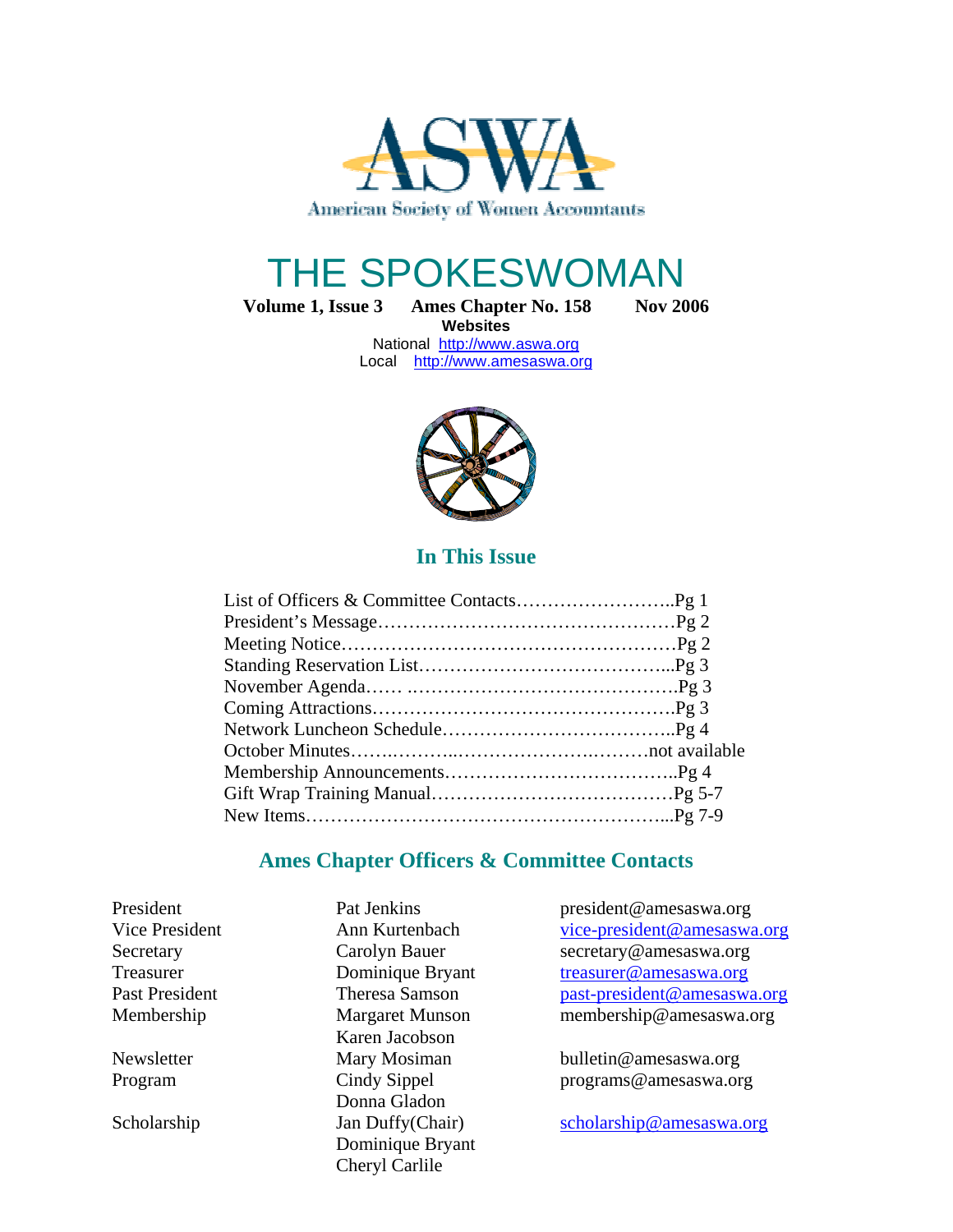ASWA

American Society of Women Accountants

# THE SPOKESWOMAN

**Volume 1, Issue 3 Ames Chapter No. 158 Nov 2006**

**Websites**

National http://www.aswa.org
Local http://www.amesaswa.org

## In This Issue

List of Officers & Committee Contacts……….…………..Pg 1
President's Message…………………………………………Pg 2
Meeting Notice………………………………………………Pg 2
Standing Reservation List…………………………………...Pg 3
November Agenda…… .…………………………………….Pg 3
Coming Attractions………………………………………….Pg 3
Network Luncheon Schedule………………………………..Pg 4
October Minutes…….………..…………………….………not available
Membership Announcements………………………………..Pg 4
Gift Wrap Training Manual…………………………………Pg 5-7
New Items…………………………………………………...Pg 7-9

## Ames Chapter Officers & Committee Contacts

| | | |
|---|---|---|
| President | Pat Jenkins | president@amesaswa.org |
| Vice President | Ann Kurtenbach | vice-president@amesaswa.org |
| Secretary | Carolyn Bauer | secretary@amesaswa.org |
| Treasurer | Dominique Bryant | treasurer@amesaswa.org |
| Past President | Theresa Samson | past-president@amesaswa.org |
| Membership | Margaret Munson | membership@amesaswa.org |
| | Karen Jacobson | |
| Newsletter | Mary Mosiman | bulletin@amesaswa.org |
| Program | Cindy Sippel | programs@amesaswa.org |
| | Donna Gladon | |
| Scholarship | Jan Duffy(Chair) | scholarship@amesaswa.org |
| | Dominique Bryant | |
| | Cheryl Carlile | |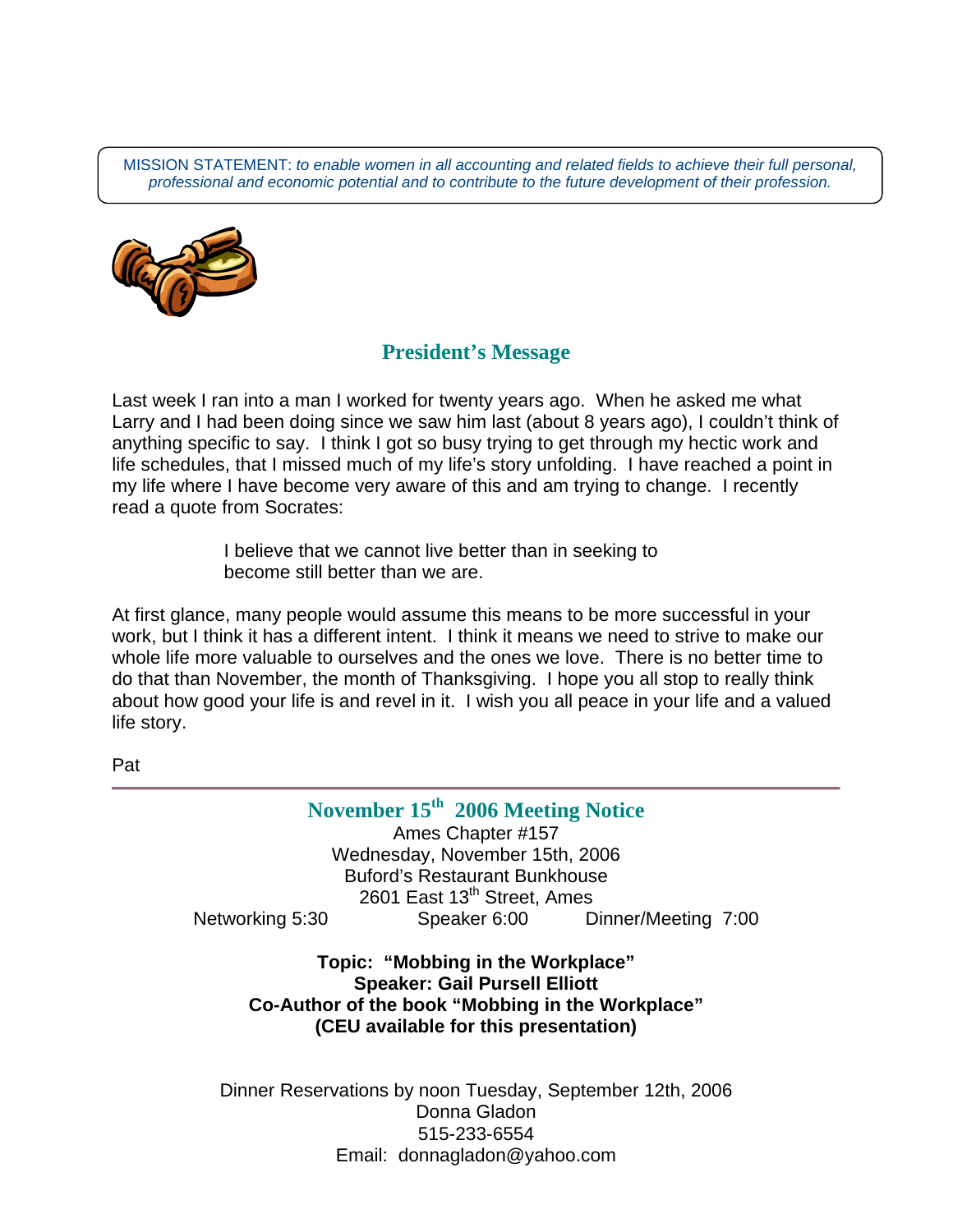MISSION STATEMENT: *to enable women in all accounting and related fields to achieve their full personal, professional and economic potential and to contribute to the future development of their profession.*

## President's Message

Last week I ran into a man I worked for twenty years ago. When he asked me what Larry and I had been doing since we saw him last (about 8 years ago), I couldn't think of anything specific to say. I think I got so busy trying to get through my hectic work and life schedules, that I missed much of my life's story unfolding. I have reached a point in my life where I have become very aware of this and am trying to change. I recently read a quote from Socrates:

> I believe that we cannot live better than in seeking to become still better than we are.

At first glance, many people would assume this means to be more successful in your work, but I think it has a different intent. I think it means we need to strive to make our whole life more valuable to ourselves and the ones we love. There is no better time to do that than November, the month of Thanksgiving. I hope you all stop to really think about how good your life is and revel in it. I wish you all peace in your life and a valued life story.

Pat

---

## November 15th 2006 Meeting Notice

Ames Chapter #157
Wednesday, November 15th, 2006
Buford's Restaurant Bunkhouse
2601 East 13th Street, Ames

Networking 5:30 Speaker 6:00 Dinner/Meeting 7:00

**Topic: "Mobbing in the Workplace"**
**Speaker: Gail Pursell Elliott**
**Co-Author of the book "Mobbing in the Workplace"**
**(CEU available for this presentation)**

Dinner Reservations by noon Tuesday, September 12th, 2006
Donna Gladon
515-233-6554
Email: donnagladon@yahoo.com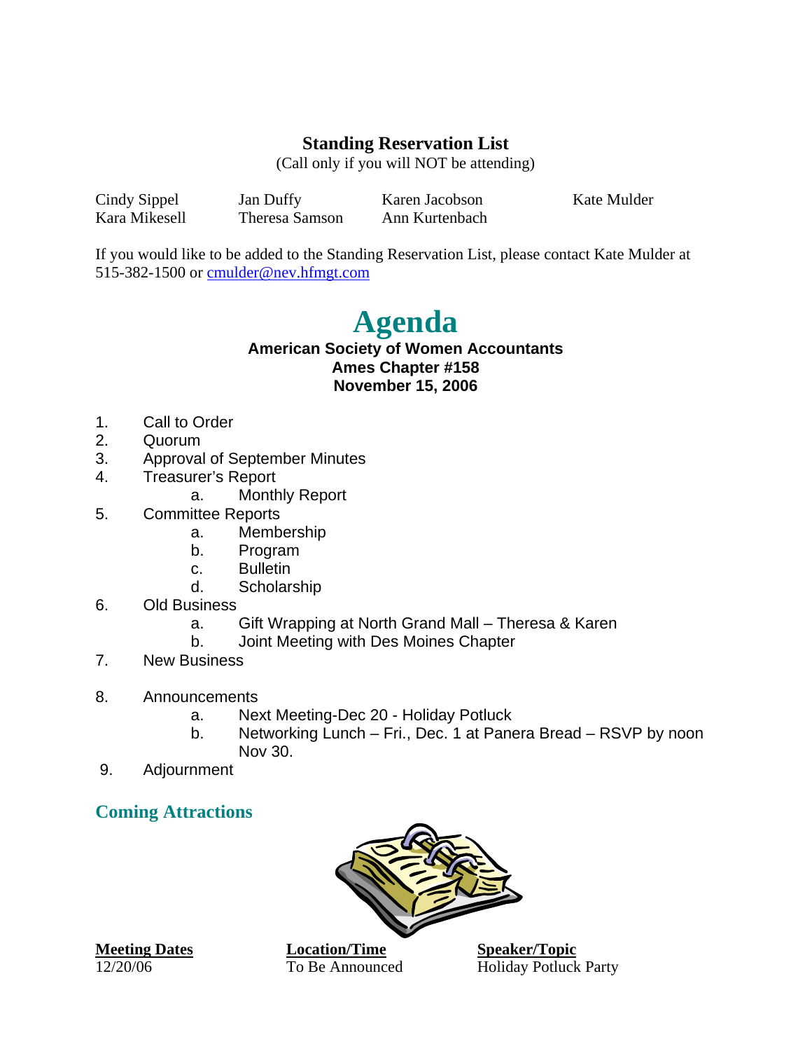## Standing Reservation List

(Call only if you will NOT be attending)

| Cindy Sippel | Jan Duffy | Karen Jacobson | Kate Mulder |
|---|---|---|---|
| Kara Mikesell | Theresa Samson | Ann Kurtenbach | |

If you would like to be added to the Standing Reservation List, please contact Kate Mulder at 515-382-1500 or cmulder@nev.hfmgt.com

# Agenda

**American Society of Women Accountants**
**Ames Chapter #158**
**November 15, 2006**

1. Call to Order
2. Quorum
3. Approval of September Minutes
4. Treasurer's Report
   a. Monthly Report
5. Committee Reports
   a. Membership
   b. Program
   c. Bulletin
   d. Scholarship
6. Old Business
   a. Gift Wrapping at North Grand Mall – Theresa & Karen
   b. Joint Meeting with Des Moines Chapter
7. New Business
8. Announcements
   a. Next Meeting-Dec 20 - Holiday Potluck
   b. Networking Lunch – Fri., Dec. 1 at Panera Bread – RSVP by noon Nov 30.
9. Adjournment

## Coming Attractions

| Meeting Dates | Location/Time | Speaker/Topic |
|---|---|---|
| 12/20/06 | To Be Announced | Holiday Potluck Party |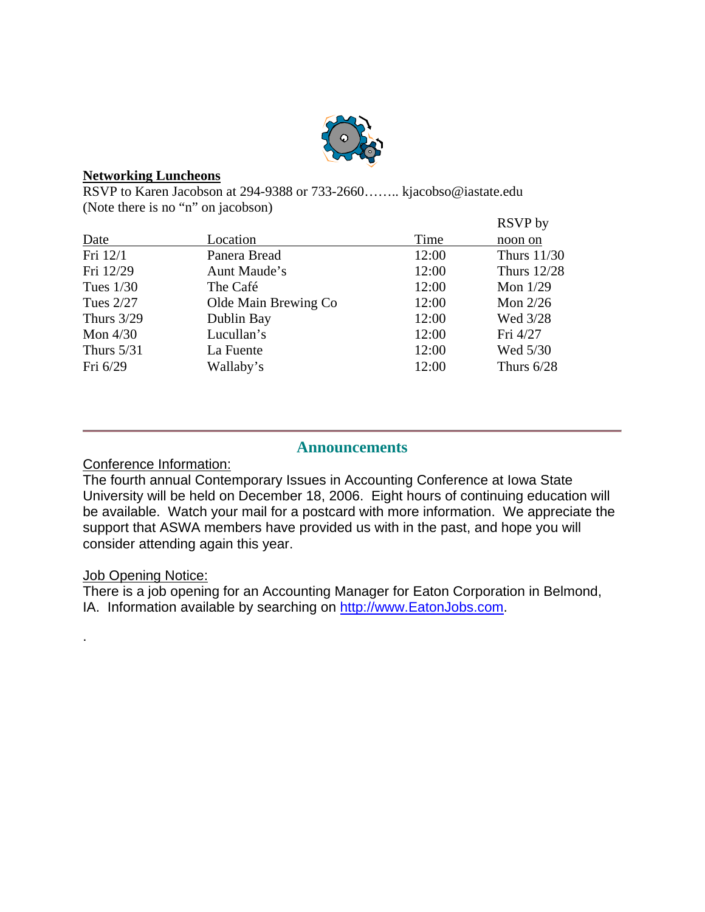**Networking Luncheons**

RSVP to Karen Jacobson at 294-9388 or 733-2660…….. kjacobso@iastate.edu
(Note there is no "n" on jacobson)

| Date | Location | Time | RSVP by noon on |
|---|---|---|---|
| Fri 12/1 | Panera Bread | 12:00 | Thurs 11/30 |
| Fri 12/29 | Aunt Maude's | 12:00 | Thurs 12/28 |
| Tues 1/30 | The Café | 12:00 | Mon 1/29 |
| Tues 2/27 | Olde Main Brewing Co | 12:00 | Mon 2/26 |
| Thurs 3/29 | Dublin Bay | 12:00 | Wed 3/28 |
| Mon 4/30 | Lucullan's | 12:00 | Fri 4/27 |
| Thurs 5/31 | La Fuente | 12:00 | Wed 5/30 |
| Fri 6/29 | Wallaby's | 12:00 | Thurs 6/28 |

---

## Announcements

Conference Information:

The fourth annual Contemporary Issues in Accounting Conference at Iowa State University will be held on December 18, 2006. Eight hours of continuing education will be available. Watch your mail for a postcard with more information. We appreciate the support that ASWA members have provided us with in the past, and hope you will consider attending again this year.

Job Opening Notice:

There is a job opening for an Accounting Manager for Eaton Corporation in Belmond, IA. Information available by searching on http://www.EatonJobs.com.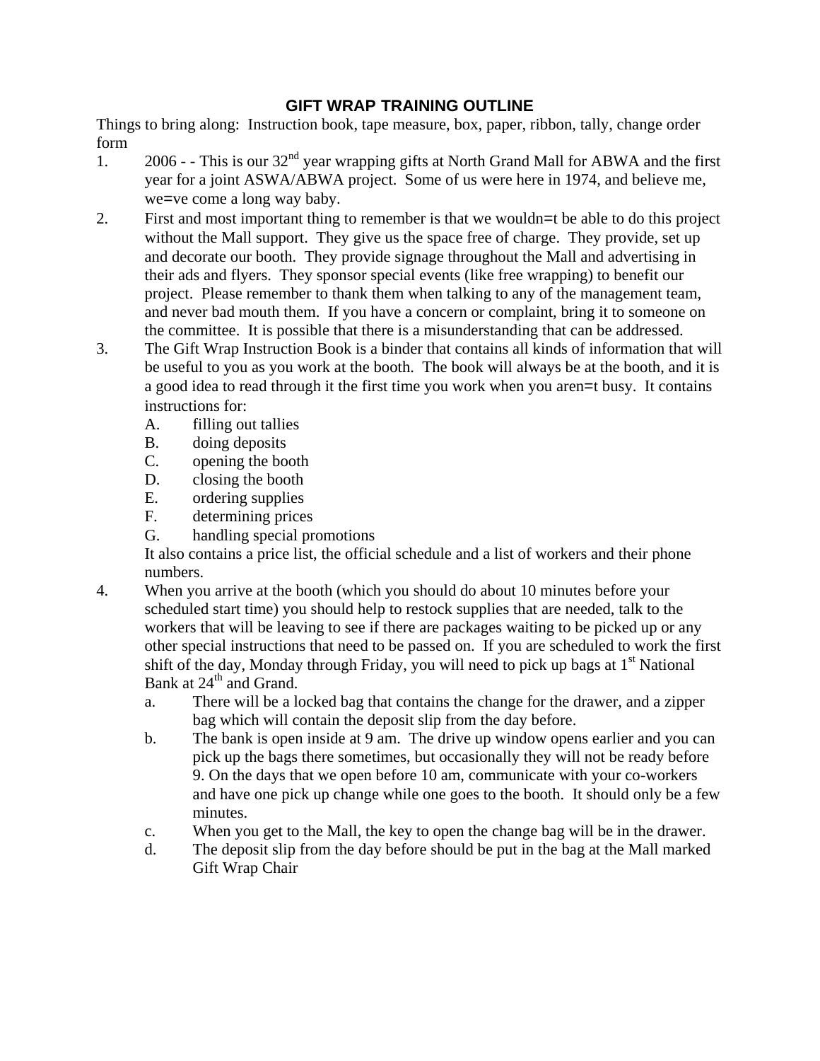# GIFT WRAP TRAINING OUTLINE

Things to bring along: Instruction book, tape measure, box, paper, ribbon, tally, change order form

1. 2006 - - This is our 32nd year wrapping gifts at North Grand Mall for ABWA and the first year for a joint ASWA/ABWA project. Some of us were here in 1974, and believe me, we=ve come a long way baby.
2. First and most important thing to remember is that we wouldn=t be able to do this project without the Mall support. They give us the space free of charge. They provide, set up and decorate our booth. They provide signage throughout the Mall and advertising in their ads and flyers. They sponsor special events (like free wrapping) to benefit our project. Please remember to thank them when talking to any of the management team, and never bad mouth them. If you have a concern or complaint, bring it to someone on the committee. It is possible that there is a misunderstanding that can be addressed.
3. The Gift Wrap Instruction Book is a binder that contains all kinds of information that will be useful to you as you work at the booth. The book will always be at the booth, and it is a good idea to read through it the first time you work when you aren=t busy. It contains instructions for:
   A. filling out tallies
   B. doing deposits
   C. opening the booth
   D. closing the booth
   E. ordering supplies
   F. determining prices
   G. handling special promotions

   It also contains a price list, the official schedule and a list of workers and their phone numbers.
4. When you arrive at the booth (which you should do about 10 minutes before your scheduled start time) you should help to restock supplies that are needed, talk to the workers that will be leaving to see if there are packages waiting to be picked up or any other special instructions that need to be passed on. If you are scheduled to work the first shift of the day, Monday through Friday, you will need to pick up bags at 1st National Bank at 24th and Grand.
   a. There will be a locked bag that contains the change for the drawer, and a zipper bag which will contain the deposit slip from the day before.
   b. The bank is open inside at 9 am. The drive up window opens earlier and you can pick up the bags there sometimes, but occasionally they will not be ready before 9. On the days that we open before 10 am, communicate with your co-workers and have one pick up change while one goes to the booth. It should only be a few minutes.
   c. When you get to the Mall, the key to open the change bag will be in the drawer.
   d. The deposit slip from the day before should be put in the bag at the Mall marked Gift Wrap Chair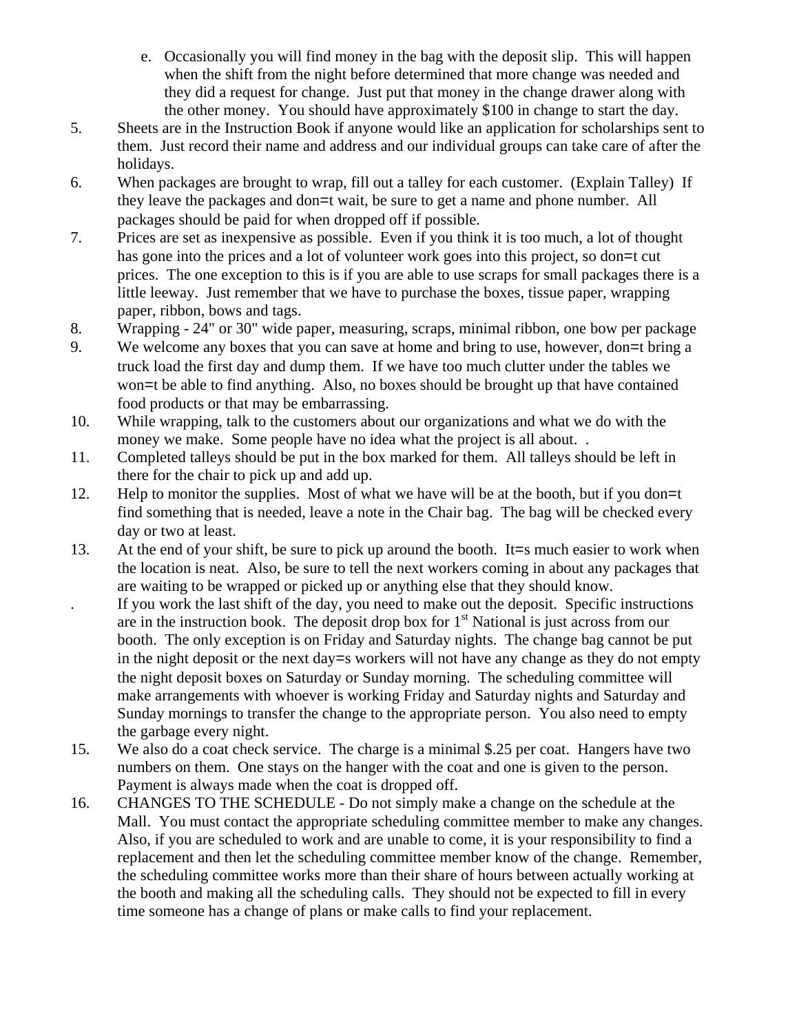e. Occasionally you will find money in the bag with the deposit slip. This will happen when the shift from the night before determined that more change was needed and they did a request for change. Just put that money in the change drawer along with the other money. You should have approximately $100 in change to start the day.

5. Sheets are in the Instruction Book if anyone would like an application for scholarships sent to them. Just record their name and address and our individual groups can take care of after the holidays.

6. When packages are brought to wrap, fill out a talley for each customer. (Explain Talley) If they leave the packages and don=t wait, be sure to get a name and phone number. All packages should be paid for when dropped off if possible.

7. Prices are set as inexpensive as possible. Even if you think it is too much, a lot of thought has gone into the prices and a lot of volunteer work goes into this project, so don=t cut prices. The one exception to this is if you are able to use scraps for small packages there is a little leeway. Just remember that we have to purchase the boxes, tissue paper, wrapping paper, ribbon, bows and tags.

8. Wrapping - 24" or 30" wide paper, measuring, scraps, minimal ribbon, one bow per package

9. We welcome any boxes that you can save at home and bring to use, however, don=t bring a truck load the first day and dump them. If we have too much clutter under the tables we won=t be able to find anything. Also, no boxes should be brought up that have contained food products or that may be embarrassing.

10. While wrapping, talk to the customers about our organizations and what we do with the money we make. Some people have no idea what the project is all about. .

11. Completed talleys should be put in the box marked for them. All talleys should be left in there for the chair to pick up and add up.

12. Help to monitor the supplies. Most of what we have will be at the booth, but if you don=t find something that is needed, leave a note in the Chair bag. The bag will be checked every day or two at least.

13. At the end of your shift, be sure to pick up around the booth. It=s much easier to work when the location is neat. Also, be sure to tell the next workers coming in about any packages that are waiting to be wrapped or picked up or anything else that they should know.

. If you work the last shift of the day, you need to make out the deposit. Specific instructions are in the instruction book. The deposit drop box for 1st National is just across from our booth. The only exception is on Friday and Saturday nights. The change bag cannot be put in the night deposit or the next day=s workers will not have any change as they do not empty the night deposit boxes on Saturday or Sunday morning. The scheduling committee will make arrangements with whoever is working Friday and Saturday nights and Saturday and Sunday mornings to transfer the change to the appropriate person. You also need to empty the garbage every night.

15. We also do a coat check service. The charge is a minimal $.25 per coat. Hangers have two numbers on them. One stays on the hanger with the coat and one is given to the person. Payment is always made when the coat is dropped off.

16. CHANGES TO THE SCHEDULE - Do not simply make a change on the schedule at the Mall. You must contact the appropriate scheduling committee member to make any changes. Also, if you are scheduled to work and are unable to come, it is your responsibility to find a replacement and then let the scheduling committee member know of the change. Remember, the scheduling committee works more than their share of hours between actually working at the booth and making all the scheduling calls. They should not be expected to fill in every time someone has a change of plans or make calls to find your replacement.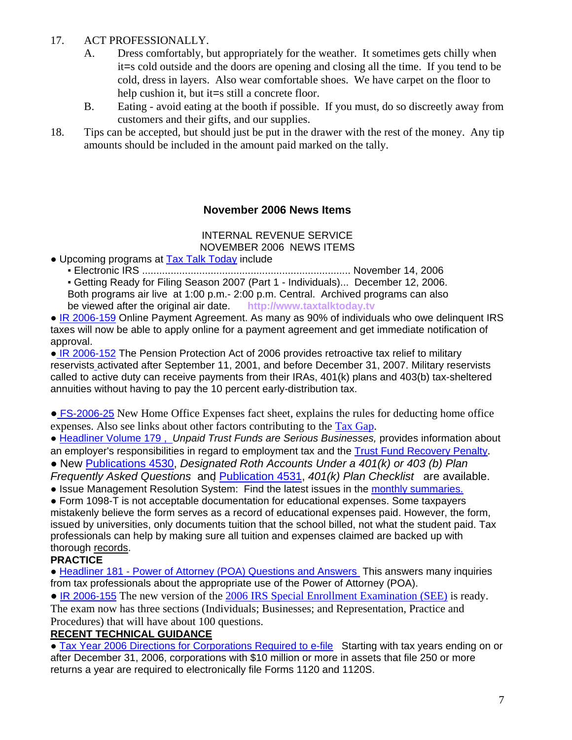17. ACT PROFESSIONALLY.
    A. Dress comfortably, but appropriately for the weather. It sometimes gets chilly when it=s cold outside and the doors are opening and closing all the time. If you tend to be cold, dress in layers. Also wear comfortable shoes. We have carpet on the floor to help cushion it, but it=s still a concrete floor.
    B. Eating - avoid eating at the booth if possible. If you must, do so discreetly away from customers and their gifts, and our supplies.
18. Tips can be accepted, but should just be put in the drawer with the rest of the money. Any tip amounts should be included in the amount paid marked on the tally.

## November 2006 News Items

INTERNAL REVENUE SERVICE
NOVEMBER 2006 NEWS ITEMS

- Upcoming programs at Tax Talk Today include
  - Electronic IRS ........................................................................ November 14, 2006
  - Getting Ready for Filing Season 2007 (Part 1 - Individuals)... December 12, 2006.

  Both programs air live at 1:00 p.m.- 2:00 p.m. Central. Archived programs can also be viewed after the original air date. **http://www.taxtalktoday.tv**
- IR 2006-159 Online Payment Agreement. As many as 90% of individuals who owe delinquent IRS taxes will now be able to apply online for a payment agreement and get immediate notification of approval.
- IR 2006-152 The Pension Protection Act of 2006 provides retroactive tax relief to military reservists activated after September 11, 2001, and before December 31, 2007. Military reservists called to active duty can receive payments from their IRAs, 401(k) plans and 403(b) tax-sheltered annuities without having to pay the 10 percent early-distribution tax.

- FS-2006-25 New Home Office Expenses fact sheet, explains the rules for deducting home office expenses. Also see links about other factors contributing to the Tax Gap.
- Headliner Volume 179 , *Unpaid Trust Funds are Serious Businesses,* provides information about an employer's responsibilities in regard to employment tax and the Trust Fund Recovery Penalty.
- New Publications 4530, *Designated Roth Accounts Under a 401(k) or 403 (b) Plan Frequently Asked Questions* and Publication 4531, *401(k) Plan Checklist* are available.
- Issue Management Resolution System: Find the latest issues in the monthly summaries.
- Form 1098-T is not acceptable documentation for educational expenses. Some taxpayers mistakenly believe the form serves as a record of educational expenses paid. However, the form, issued by universities, only documents tuition that the school billed, not what the student paid. Tax professionals can help by making sure all tuition and expenses claimed are backed up with thorough records.

**PRACTICE**

- Headliner 181 - Power of Attorney (POA) Questions and Answers This answers many inquiries from tax professionals about the appropriate use of the Power of Attorney (POA).
- IR 2006-155 The new version of the 2006 IRS Special Enrollment Examination (SEE) is ready. The exam now has three sections (Individuals; Businesses; and Representation, Practice and Procedures) that will have about 100 questions.

**RECENT TECHNICAL GUIDANCE**

- Tax Year 2006 Directions for Corporations Required to e-file Starting with tax years ending on or after December 31, 2006, corporations with $10 million or more in assets that file 250 or more returns a year are required to electronically file Forms 1120 and 1120S.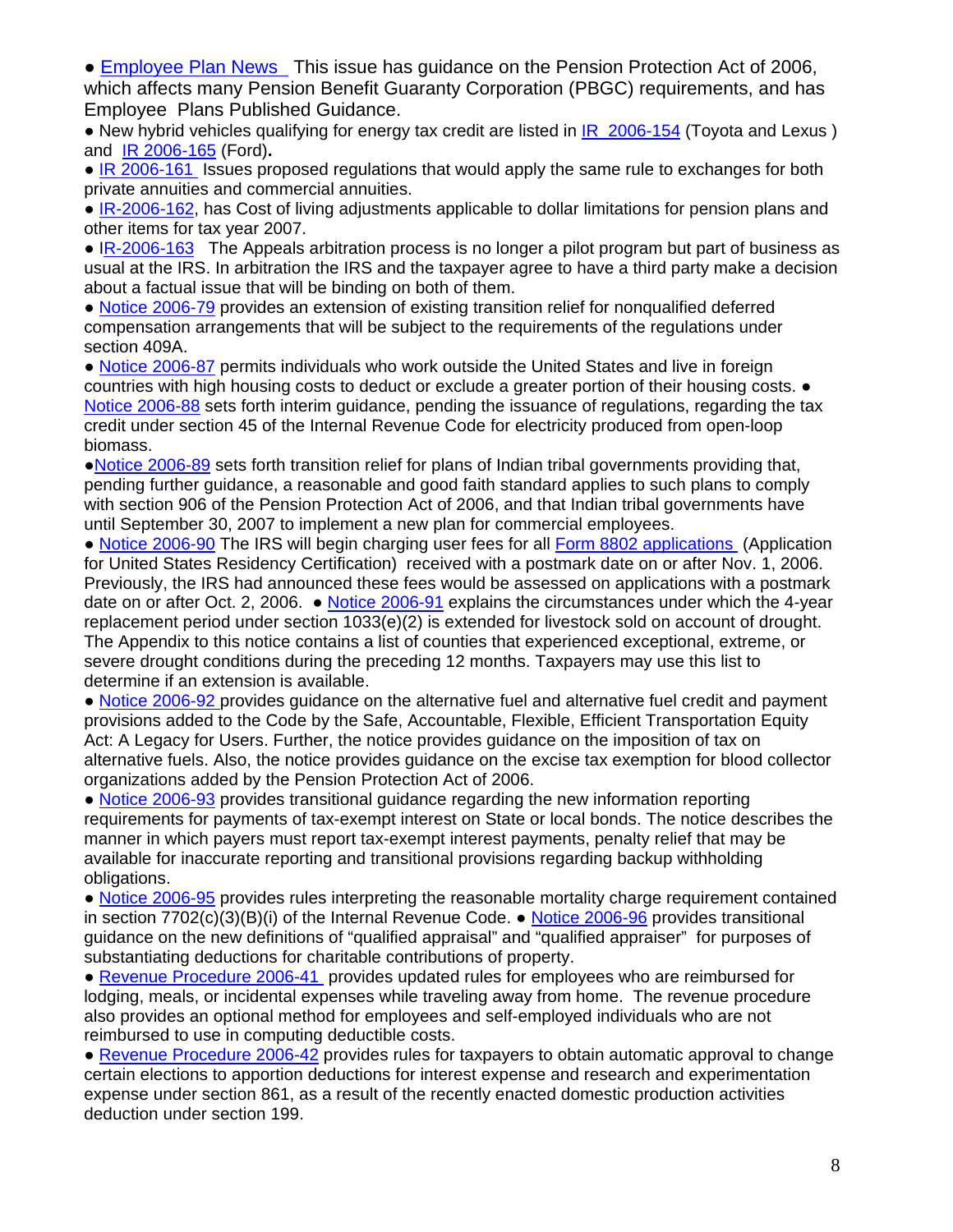- Employee Plan News This issue has guidance on the Pension Protection Act of 2006, which affects many Pension Benefit Guaranty Corporation (PBGC) requirements, and has Employee Plans Published Guidance.
- New hybrid vehicles qualifying for energy tax credit are listed in IR 2006-154 (Toyota and Lexus ) and IR 2006-165 (Ford).
- IR 2006-161 Issues proposed regulations that would apply the same rule to exchanges for both private annuities and commercial annuities.
- IR-2006-162, has Cost of living adjustments applicable to dollar limitations for pension plans and other items for tax year 2007.
- IR-2006-163 The Appeals arbitration process is no longer a pilot program but part of business as usual at the IRS. In arbitration the IRS and the taxpayer agree to have a third party make a decision about a factual issue that will be binding on both of them.
- Notice 2006-79 provides an extension of existing transition relief for nonqualified deferred compensation arrangements that will be subject to the requirements of the regulations under section 409A.
- Notice 2006-87 permits individuals who work outside the United States and live in foreign countries with high housing costs to deduct or exclude a greater portion of their housing costs.
- Notice 2006-88 sets forth interim guidance, pending the issuance of regulations, regarding the tax credit under section 45 of the Internal Revenue Code for electricity produced from open-loop biomass.
- Notice 2006-89 sets forth transition relief for plans of Indian tribal governments providing that, pending further guidance, a reasonable and good faith standard applies to such plans to comply with section 906 of the Pension Protection Act of 2006, and that Indian tribal governments have until September 30, 2007 to implement a new plan for commercial employees.
- Notice 2006-90 The IRS will begin charging user fees for all Form 8802 applications (Application for United States Residency Certification) received with a postmark date on or after Nov. 1, 2006. Previously, the IRS had announced these fees would be assessed on applications with a postmark date on or after Oct. 2, 2006.
- Notice 2006-91 explains the circumstances under which the 4-year replacement period under section 1033(e)(2) is extended for livestock sold on account of drought. The Appendix to this notice contains a list of counties that experienced exceptional, extreme, or severe drought conditions during the preceding 12 months. Taxpayers may use this list to determine if an extension is available.
- Notice 2006-92 provides guidance on the alternative fuel and alternative fuel credit and payment provisions added to the Code by the Safe, Accountable, Flexible, Efficient Transportation Equity Act: A Legacy for Users. Further, the notice provides guidance on the imposition of tax on alternative fuels. Also, the notice provides guidance on the excise tax exemption for blood collector organizations added by the Pension Protection Act of 2006.
- Notice 2006-93 provides transitional guidance regarding the new information reporting requirements for payments of tax-exempt interest on State or local bonds. The notice describes the manner in which payers must report tax-exempt interest payments, penalty relief that may be available for inaccurate reporting and transitional provisions regarding backup withholding obligations.
- Notice 2006-95 provides rules interpreting the reasonable mortality charge requirement contained in section 7702(c)(3)(B)(i) of the Internal Revenue Code.
- Notice 2006-96 provides transitional guidance on the new definitions of "qualified appraisal" and "qualified appraiser" for purposes of substantiating deductions for charitable contributions of property.
- Revenue Procedure 2006-41 provides updated rules for employees who are reimbursed for lodging, meals, or incidental expenses while traveling away from home. The revenue procedure also provides an optional method for employees and self-employed individuals who are not reimbursed to use in computing deductible costs.
- Revenue Procedure 2006-42 provides rules for taxpayers to obtain automatic approval to change certain elections to apportion deductions for interest expense and research and experimentation expense under section 861, as a result of the recently enacted domestic production activities deduction under section 199.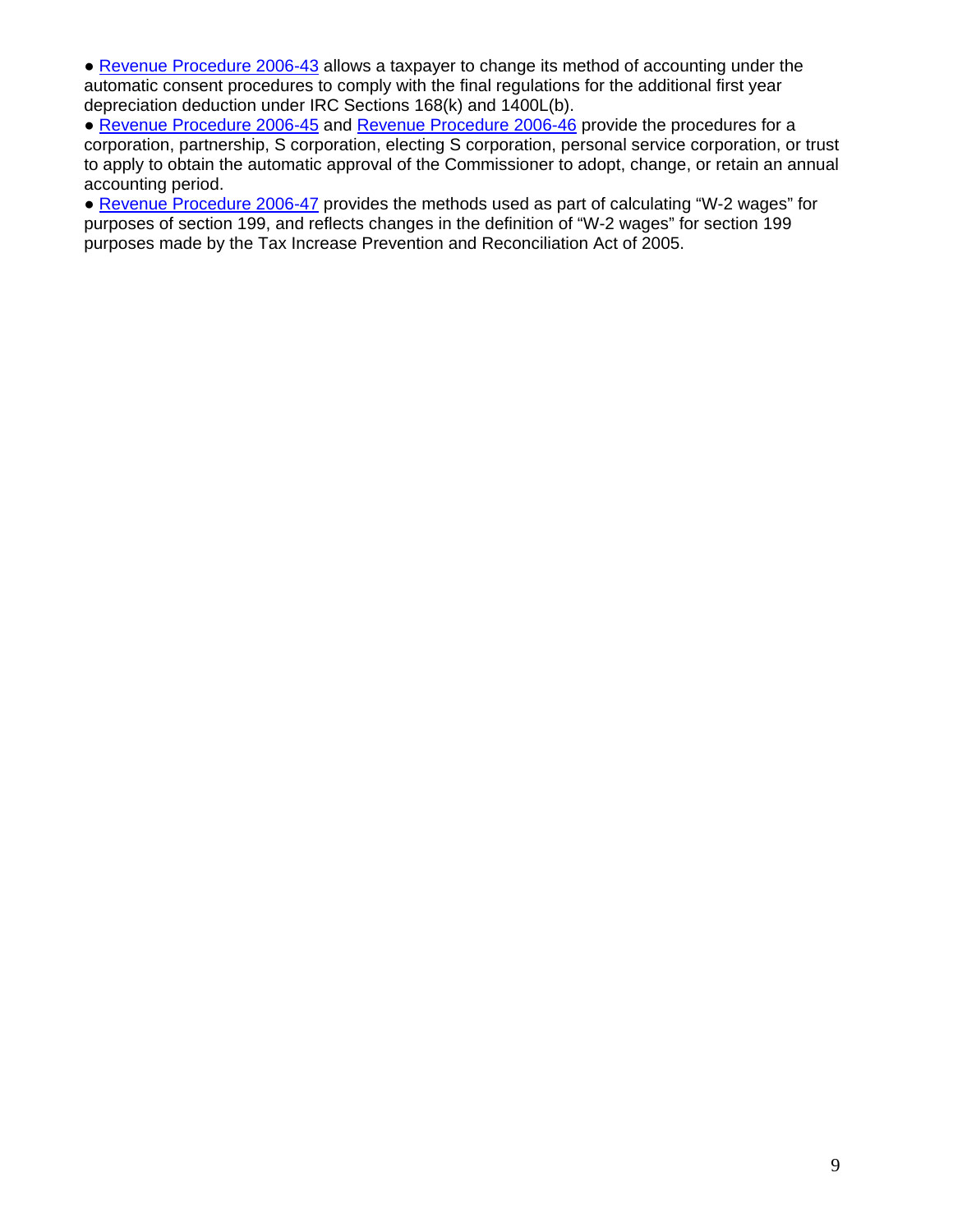- Revenue Procedure 2006-43 allows a taxpayer to change its method of accounting under the automatic consent procedures to comply with the final regulations for the additional first year depreciation deduction under IRC Sections 168(k) and 1400L(b).
- Revenue Procedure 2006-45 and Revenue Procedure 2006-46 provide the procedures for a corporation, partnership, S corporation, electing S corporation, personal service corporation, or trust to apply to obtain the automatic approval of the Commissioner to adopt, change, or retain an annual accounting period.
- Revenue Procedure 2006-47 provides the methods used as part of calculating "W-2 wages" for purposes of section 199, and reflects changes in the definition of "W-2 wages" for section 199 purposes made by the Tax Increase Prevention and Reconciliation Act of 2005.